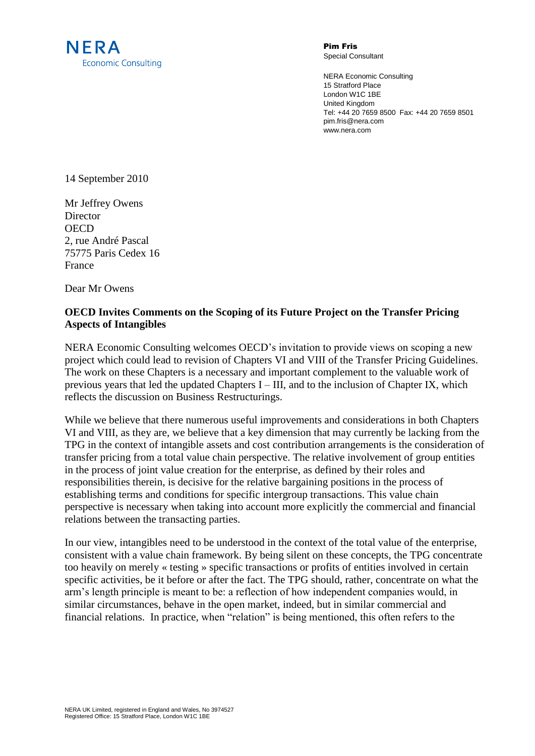NERA Economic Consulting

**Pim Fris**
Special Consultant

NERA Economic Consulting
15 Stratford Place
London W1C 1BE
United Kingdom
Tel: +44 20 7659 8500 Fax: +44 20 7659 8501
pim.fris@nera.com
www.nera.com

14 September 2010

Mr Jeffrey Owens
Director
OECD
2, rue André Pascal
75775 Paris Cedex 16
France

Dear Mr Owens

**OECD Invites Comments on the Scoping of its Future Project on the Transfer Pricing Aspects of Intangibles**

NERA Economic Consulting welcomes OECD's invitation to provide views on scoping a new project which could lead to revision of Chapters VI and VIII of the Transfer Pricing Guidelines. The work on these Chapters is a necessary and important complement to the valuable work of previous years that led the updated Chapters I – III, and to the inclusion of Chapter IX, which reflects the discussion on Business Restructurings.

While we believe that there numerous useful improvements and considerations in both Chapters VI and VIII, as they are, we believe that a key dimension that may currently be lacking from the TPG in the context of intangible assets and cost contribution arrangements is the consideration of transfer pricing from a total value chain perspective. The relative involvement of group entities in the process of joint value creation for the enterprise, as defined by their roles and responsibilities therein, is decisive for the relative bargaining positions in the process of establishing terms and conditions for specific intergroup transactions. This value chain perspective is necessary when taking into account more explicitly the commercial and financial relations between the transacting parties.

In our view, intangibles need to be understood in the context of the total value of the enterprise, consistent with a value chain framework. By being silent on these concepts, the TPG concentrate too heavily on merely « testing » specific transactions or profits of entities involved in certain specific activities, be it before or after the fact. The TPG should, rather, concentrate on what the arm's length principle is meant to be: a reflection of how independent companies would, in similar circumstances, behave in the open market, indeed, but in similar commercial and financial relations. In practice, when "relation" is being mentioned, this often refers to the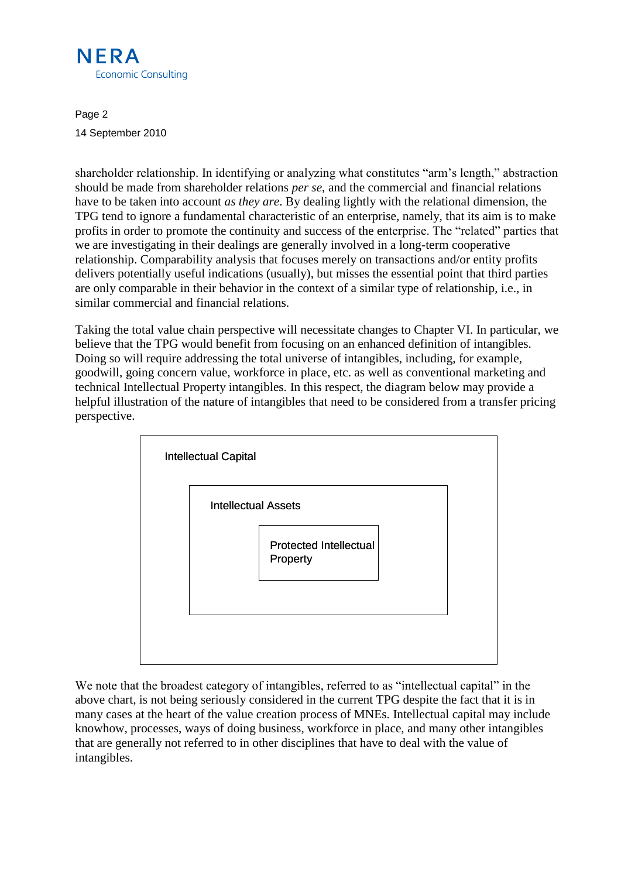shareholder relationship. In identifying or analyzing what constitutes "arm's length," abstraction should be made from shareholder relations *per se*, and the commercial and financial relations have to be taken into account *as they are*. By dealing lightly with the relational dimension, the TPG tend to ignore a fundamental characteristic of an enterprise, namely, that its aim is to make profits in order to promote the continuity and success of the enterprise. The "related" parties that we are investigating in their dealings are generally involved in a long-term cooperative relationship. Comparability analysis that focuses merely on transactions and/or entity profits delivers potentially useful indications (usually), but misses the essential point that third parties are only comparable in their behavior in the context of a similar type of relationship, i.e., in similar commercial and financial relations.

Taking the total value chain perspective will necessitate changes to Chapter VI. In particular, we believe that the TPG would benefit from focusing on an enhanced definition of intangibles. Doing so will require addressing the total universe of intangibles, including, for example, goodwill, going concern value, workforce in place, etc. as well as conventional marketing and technical Intellectual Property intangibles. In this respect, the diagram below may provide a helpful illustration of the nature of intangibles that need to be considered from a transfer pricing perspective.

Intellectual Capital

Intellectual Assets

Protected Intellectual Property

We note that the broadest category of intangibles, referred to as "intellectual capital" in the above chart, is not being seriously considered in the current TPG despite the fact that it is in many cases at the heart of the value creation process of MNEs. Intellectual capital may include knowhow, processes, ways of doing business, workforce in place, and many other intangibles that are generally not referred to in other disciplines that have to deal with the value of intangibles.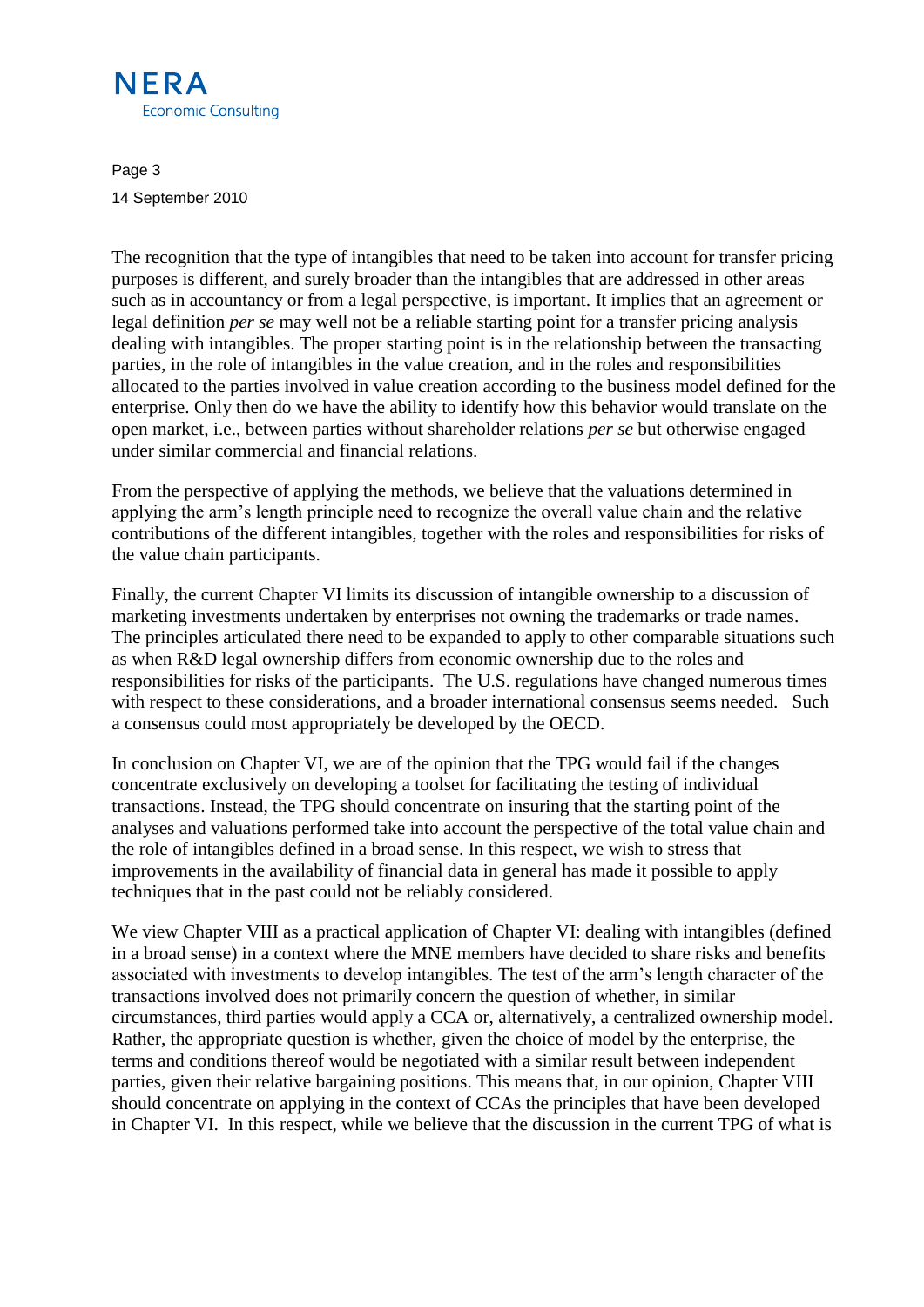The recognition that the type of intangibles that need to be taken into account for transfer pricing purposes is different, and surely broader than the intangibles that are addressed in other areas such as in accountancy or from a legal perspective, is important. It implies that an agreement or legal definition *per se* may well not be a reliable starting point for a transfer pricing analysis dealing with intangibles. The proper starting point is in the relationship between the transacting parties, in the role of intangibles in the value creation, and in the roles and responsibilities allocated to the parties involved in value creation according to the business model defined for the enterprise. Only then do we have the ability to identify how this behavior would translate on the open market, i.e., between parties without shareholder relations *per se* but otherwise engaged under similar commercial and financial relations.

From the perspective of applying the methods, we believe that the valuations determined in applying the arm's length principle need to recognize the overall value chain and the relative contributions of the different intangibles, together with the roles and responsibilities for risks of the value chain participants.

Finally, the current Chapter VI limits its discussion of intangible ownership to a discussion of marketing investments undertaken by enterprises not owning the trademarks or trade names. The principles articulated there need to be expanded to apply to other comparable situations such as when R&D legal ownership differs from economic ownership due to the roles and responsibilities for risks of the participants. The U.S. regulations have changed numerous times with respect to these considerations, and a broader international consensus seems needed. Such a consensus could most appropriately be developed by the OECD.

In conclusion on Chapter VI, we are of the opinion that the TPG would fail if the changes concentrate exclusively on developing a toolset for facilitating the testing of individual transactions. Instead, the TPG should concentrate on insuring that the starting point of the analyses and valuations performed take into account the perspective of the total value chain and the role of intangibles defined in a broad sense. In this respect, we wish to stress that improvements in the availability of financial data in general has made it possible to apply techniques that in the past could not be reliably considered.

We view Chapter VIII as a practical application of Chapter VI: dealing with intangibles (defined in a broad sense) in a context where the MNE members have decided to share risks and benefits associated with investments to develop intangibles. The test of the arm's length character of the transactions involved does not primarily concern the question of whether, in similar circumstances, third parties would apply a CCA or, alternatively, a centralized ownership model. Rather, the appropriate question is whether, given the choice of model by the enterprise, the terms and conditions thereof would be negotiated with a similar result between independent parties, given their relative bargaining positions. This means that, in our opinion, Chapter VIII should concentrate on applying in the context of CCAs the principles that have been developed in Chapter VI. In this respect, while we believe that the discussion in the current TPG of what is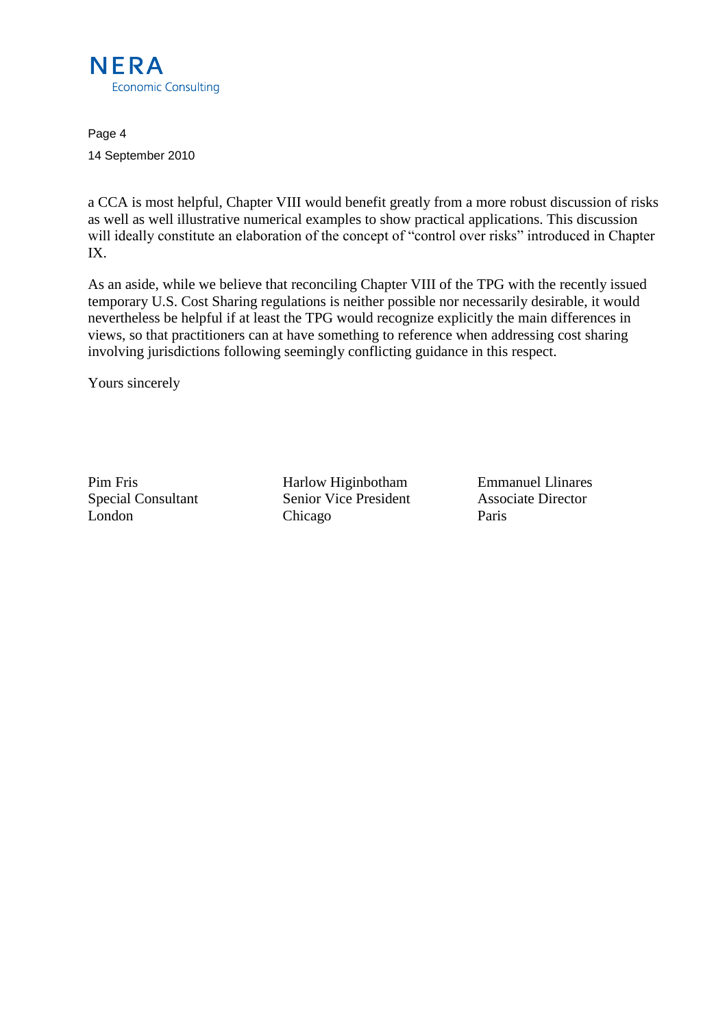a CCA is most helpful, Chapter VIII would benefit greatly from a more robust discussion of risks as well as well illustrative numerical examples to show practical applications. This discussion will ideally constitute an elaboration of the concept of "control over risks" introduced in Chapter IX.

As an aside, while we believe that reconciling Chapter VIII of the TPG with the recently issued temporary U.S. Cost Sharing regulations is neither possible nor necessarily desirable, it would nevertheless be helpful if at least the TPG would recognize explicitly the main differences in views, so that practitioners can at have something to reference when addressing cost sharing involving jurisdictions following seemingly conflicting guidance in this respect.

Yours sincerely

Pim Fris
Special Consultant
London

Harlow Higinbotham
Senior Vice President
Chicago

Emmanuel Llinares
Associate Director
Paris